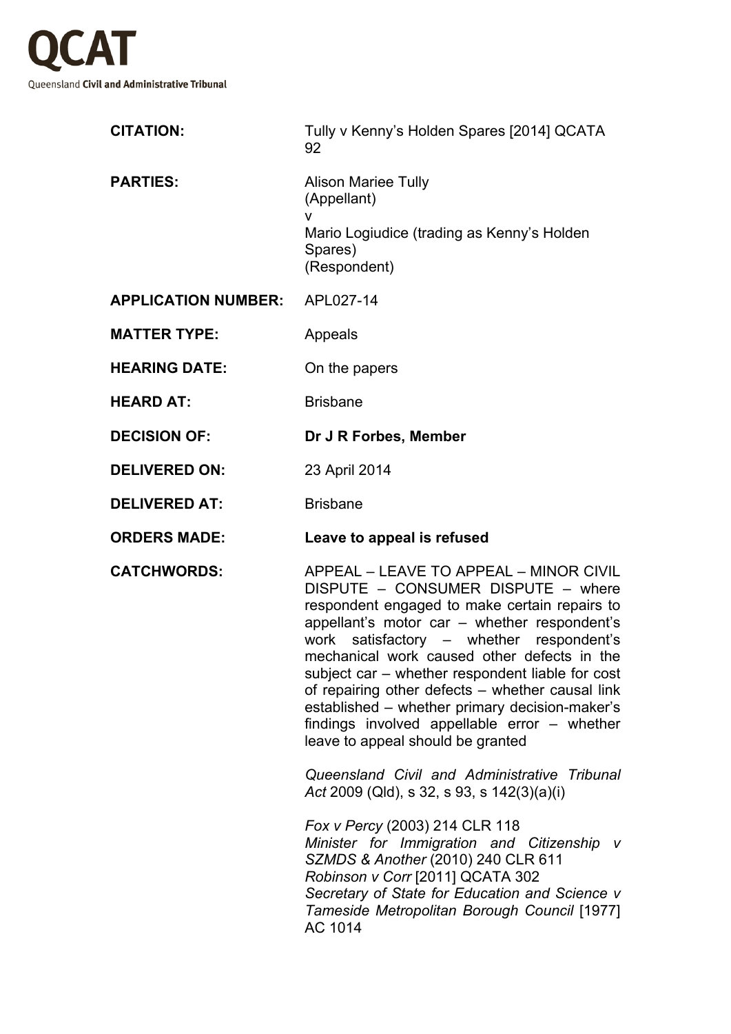**QCAT**

Queensland **Civil and Administrative Tribunal**

| | |
|---|---|
| **CITATION:** | Tully v Kenny's Holden Spares [2014] QCATA 92 |
| **PARTIES:** | Alison Mariee Tully<br>(Appellant)<br>v<br>Mario Logiudice (trading as Kenny's Holden Spares)<br>(Respondent) |
| **APPLICATION NUMBER:** | APL027-14 |
| **MATTER TYPE:** | Appeals |
| **HEARING DATE:** | On the papers |
| **HEARD AT:** | Brisbane |
| **DECISION OF:** | **Dr J R Forbes, Member** |
| **DELIVERED ON:** | 23 April 2014 |
| **DELIVERED AT:** | Brisbane |
| **ORDERS MADE:** | **Leave to appeal is refused** |
| **CATCHWORDS:** | APPEAL – LEAVE TO APPEAL – MINOR CIVIL DISPUTE – CONSUMER DISPUTE – where respondent engaged to make certain repairs to appellant's motor car – whether respondent's work satisfactory – whether respondent's mechanical work caused other defects in the subject car – whether respondent liable for cost of repairing other defects – whether causal link established – whether primary decision-maker's findings involved appellable error – whether leave to appeal should be granted<br><br>*Queensland Civil and Administrative Tribunal Act* 2009 (Qld), s 32, s 93, s 142(3)(a)(i)<br><br>*Fox v Percy* (2003) 214 CLR 118<br>*Minister for Immigration and Citizenship v SZMDS & Another* (2010) 240 CLR 611<br>*Robinson v Corr* [2011] QCATA 302<br>*Secretary of State for Education and Science v Tameside Metropolitan Borough Council* [1977] AC 1014 |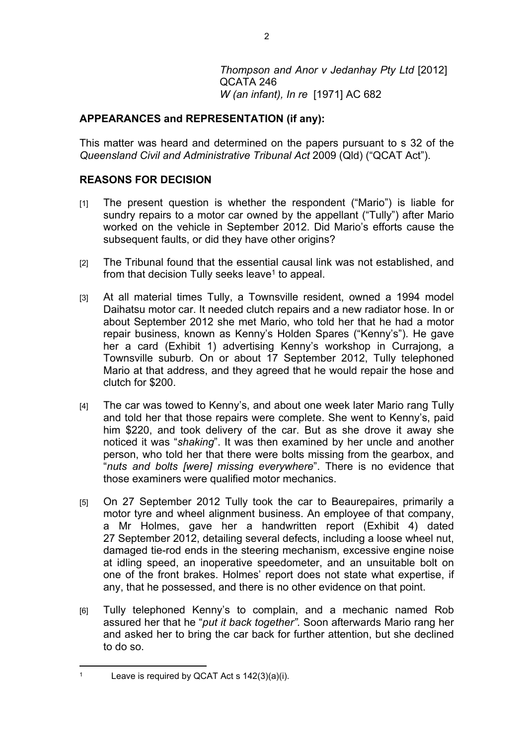*Thompson and Anor v Jedanhay Pty Ltd* [2012] QCATA 246
*W (an infant), In re* [1971] AC 682

## APPEARANCES and REPRESENTATION (if any):

This matter was heard and determined on the papers pursuant to s 32 of the *Queensland Civil and Administrative Tribunal Act* 2009 (Qld) ("QCAT Act").

## REASONS FOR DECISION

[1] The present question is whether the respondent ("Mario") is liable for sundry repairs to a motor car owned by the appellant ("Tully") after Mario worked on the vehicle in September 2012. Did Mario's efforts cause the subsequent faults, or did they have other origins?

[2] The Tribunal found that the essential causal link was not established, and from that decision Tully seeks leave[1] to appeal.

[3] At all material times Tully, a Townsville resident, owned a 1994 model Daihatsu motor car. It needed clutch repairs and a new radiator hose. In or about September 2012 she met Mario, who told her that he had a motor repair business, known as Kenny's Holden Spares ("Kenny's"). He gave her a card (Exhibit 1) advertising Kenny's workshop in Currajong, a Townsville suburb. On or about 17 September 2012, Tully telephoned Mario at that address, and they agreed that he would repair the hose and clutch for $200.

[4] The car was towed to Kenny's, and about one week later Mario rang Tully and told her that those repairs were complete. She went to Kenny's, paid him $220, and took delivery of the car. But as she drove it away she noticed it was "*shaking*". It was then examined by her uncle and another person, who told her that there were bolts missing from the gearbox, and "*nuts and bolts [were] missing everywhere*". There is no evidence that those examiners were qualified motor mechanics.

[5] On 27 September 2012 Tully took the car to Beaurepaires, primarily a motor tyre and wheel alignment business. An employee of that company, a Mr Holmes, gave her a handwritten report (Exhibit 4) dated 27 September 2012, detailing several defects, including a loose wheel nut, damaged tie-rod ends in the steering mechanism, excessive engine noise at idling speed, an inoperative speedometer, and an unsuitable bolt on one of the front brakes. Holmes' report does not state what expertise, if any, that he possessed, and there is no other evidence on that point.

[6] Tully telephoned Kenny's to complain, and a mechanic named Rob assured her that he "*put it back together".* Soon afterwards Mario rang her and asked her to bring the car back for further attention, but she declined to do so.

[1] Leave is required by QCAT Act s 142(3)(a)(i).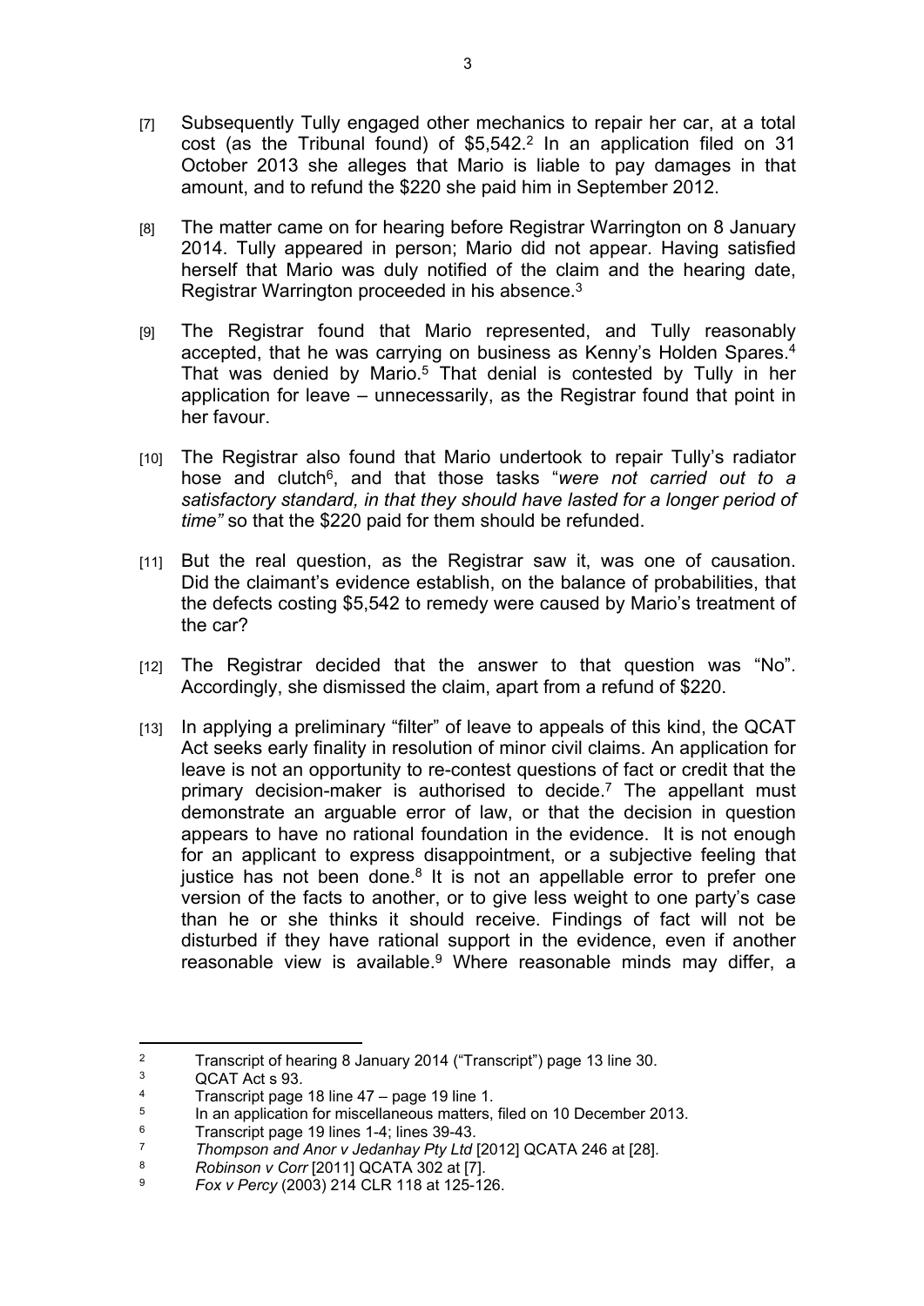[7] Subsequently Tully engaged other mechanics to repair her car, at a total cost (as the Tribunal found) of $5,542.[2] In an application filed on 31 October 2013 she alleges that Mario is liable to pay damages in that amount, and to refund the $220 she paid him in September 2012.

[8] The matter came on for hearing before Registrar Warrington on 8 January 2014. Tully appeared in person; Mario did not appear. Having satisfied herself that Mario was duly notified of the claim and the hearing date, Registrar Warrington proceeded in his absence.[3]

[9] The Registrar found that Mario represented, and Tully reasonably accepted, that he was carrying on business as Kenny's Holden Spares.[4] That was denied by Mario.[5] That denial is contested by Tully in her application for leave – unnecessarily, as the Registrar found that point in her favour.

[10] The Registrar also found that Mario undertook to repair Tully's radiator hose and clutch[6], and that those tasks "*were not carried out to a satisfactory standard, in that they should have lasted for a longer period of time"* so that the $220 paid for them should be refunded.

[11] But the real question, as the Registrar saw it, was one of causation. Did the claimant's evidence establish, on the balance of probabilities, that the defects costing $5,542 to remedy were caused by Mario's treatment of the car?

[12] The Registrar decided that the answer to that question was "No". Accordingly, she dismissed the claim, apart from a refund of $220.

[13] In applying a preliminary "filter" of leave to appeals of this kind, the QCAT Act seeks early finality in resolution of minor civil claims. An application for leave is not an opportunity to re-contest questions of fact or credit that the primary decision-maker is authorised to decide.[7] The appellant must demonstrate an arguable error of law, or that the decision in question appears to have no rational foundation in the evidence. It is not enough for an applicant to express disappointment, or a subjective feeling that justice has not been done.[8] It is not an appellable error to prefer one version of the facts to another, or to give less weight to one party's case than he or she thinks it should receive. Findings of fact will not be disturbed if they have rational support in the evidence, even if another reasonable view is available.[9] Where reasonable minds may differ, a

---

[2] Transcript of hearing 8 January 2014 ("Transcript") page 13 line 30.

[3] QCAT Act s 93.

[4] Transcript page 18 line 47 – page 19 line 1.

[5] In an application for miscellaneous matters, filed on 10 December 2013.

[6] Transcript page 19 lines 1-4; lines 39-43.

[7] *Thompson and Anor v Jedanhay Pty Ltd* [2012] QCATA 246 at [28].

[8] *Robinson v Corr* [2011] QCATA 302 at [7].

[9] *Fox v Percy* (2003) 214 CLR 118 at 125-126.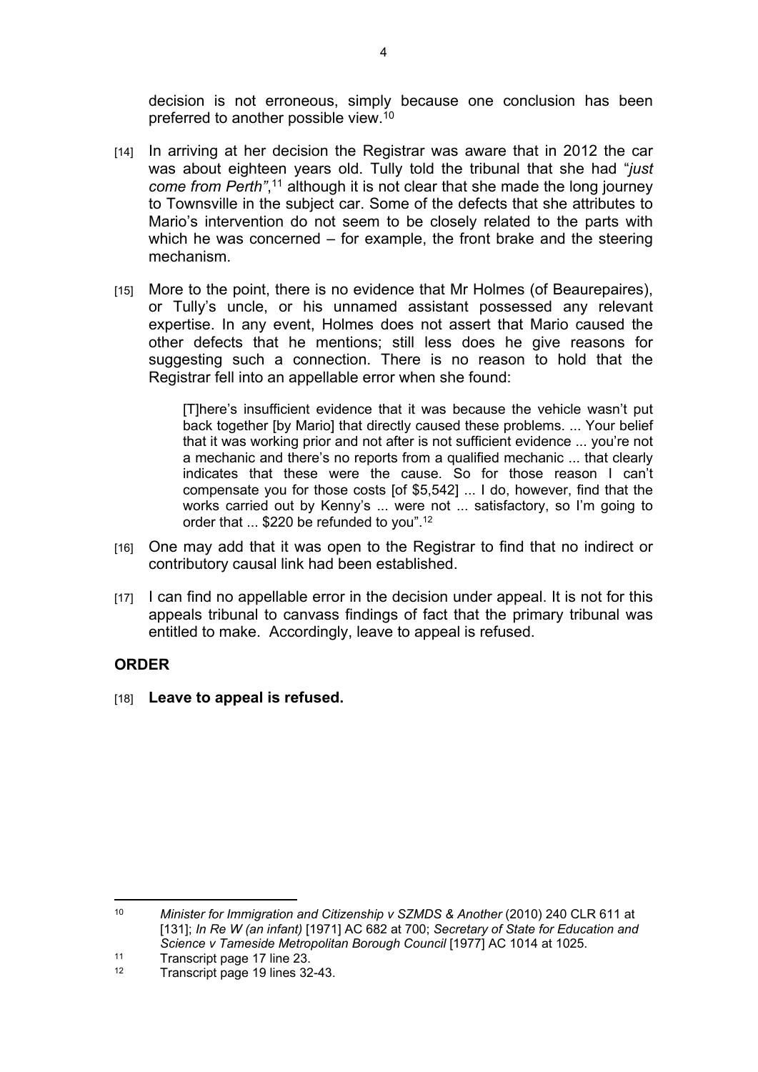decision is not erroneous, simply because one conclusion has been preferred to another possible view.[10]

[14] In arriving at her decision the Registrar was aware that in 2012 the car was about eighteen years old. Tully told the tribunal that she had "*just come from Perth*",[11] although it is not clear that she made the long journey to Townsville in the subject car. Some of the defects that she attributes to Mario's intervention do not seem to be closely related to the parts with which he was concerned – for example, the front brake and the steering mechanism.

[15] More to the point, there is no evidence that Mr Holmes (of Beaurepaires), or Tully's uncle, or his unnamed assistant possessed any relevant expertise. In any event, Holmes does not assert that Mario caused the other defects that he mentions; still less does he give reasons for suggesting such a connection. There is no reason to hold that the Registrar fell into an appellable error when she found:

> [T]here's insufficient evidence that it was because the vehicle wasn't put back together [by Mario] that directly caused these problems. ... Your belief that it was working prior and not after is not sufficient evidence ... you're not a mechanic and there's no reports from a qualified mechanic ... that clearly indicates that these were the cause. So for those reason I can't compensate you for those costs [of $5,542] ... I do, however, find that the works carried out by Kenny's ... were not ... satisfactory, so I'm going to order that ... $220 be refunded to you".[12]

[16] One may add that it was open to the Registrar to find that no indirect or contributory causal link had been established.

[17] I can find no appellable error in the decision under appeal. It is not for this appeals tribunal to canvass findings of fact that the primary tribunal was entitled to make. Accordingly, leave to appeal is refused.

## ORDER

[18] **Leave to appeal is refused.**

---

[10] *Minister for Immigration and Citizenship v SZMDS & Another* (2010) 240 CLR 611 at [131]; *In Re W (an infant)* [1971] AC 682 at 700; *Secretary of State for Education and Science v Tameside Metropolitan Borough Council* [1977] AC 1014 at 1025.

[11] Transcript page 17 line 23.

[12] Transcript page 19 lines 32-43.